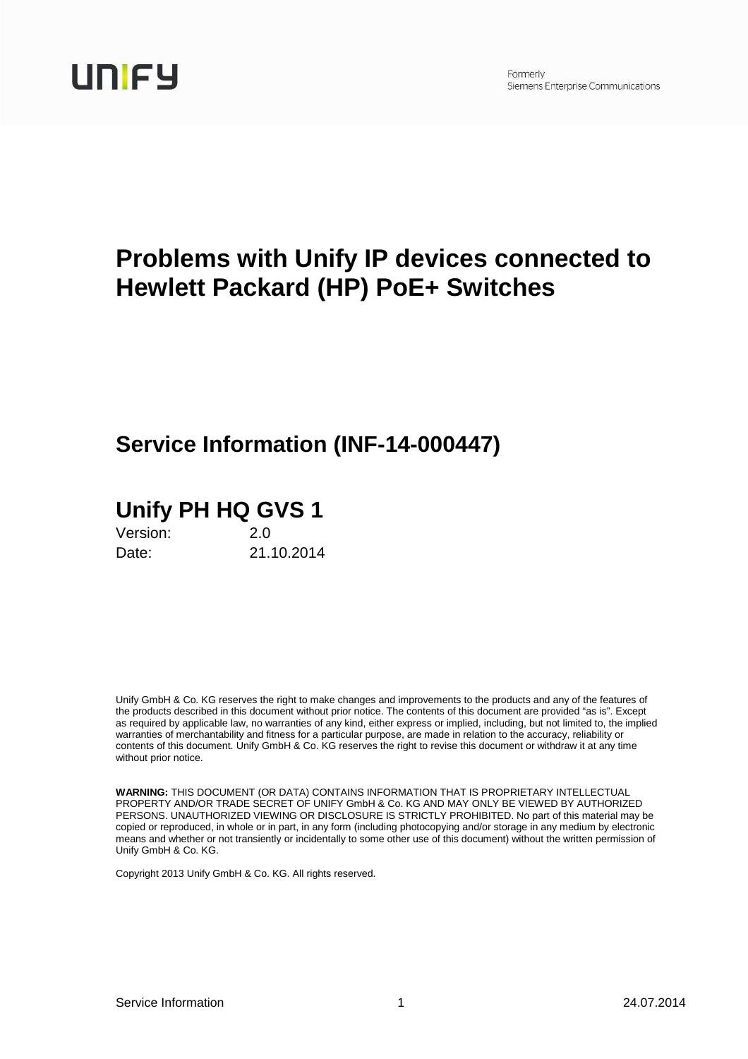UNIFY

Formerly
Siemens Enterprise Communications

# Problems with Unify IP devices connected to Hewlett Packard (HP) PoE+ Switches

## Service Information (INF-14-000447)

## Unify PH HQ GVS 1

Version: 2.0
Date: 21.10.2014

Unify GmbH & Co. KG reserves the right to make changes and improvements to the products and any of the features of the products described in this document without prior notice. The contents of this document are provided "as is". Except as required by applicable law, no warranties of any kind, either express or implied, including, but not limited to, the implied warranties of merchantability and fitness for a particular purpose, are made in relation to the accuracy, reliability or contents of this document. Unify GmbH & Co. KG reserves the right to revise this document or withdraw it at any time without prior notice.

**WARNING:** THIS DOCUMENT (OR DATA) CONTAINS INFORMATION THAT IS PROPRIETARY INTELLECTUAL PROPERTY AND/OR TRADE SECRET OF UNIFY GmbH & Co. KG AND MAY ONLY BE VIEWED BY AUTHORIZED PERSONS. UNAUTHORIZED VIEWING OR DISCLOSURE IS STRICTLY PROHIBITED. No part of this material may be copied or reproduced, in whole or in part, in any form (including photocopying and/or storage in any medium by electronic means and whether or not transiently or incidentally to some other use of this document) without the written permission of Unify GmbH & Co. KG.

Copyright 2013 Unify GmbH & Co. KG. All rights reserved.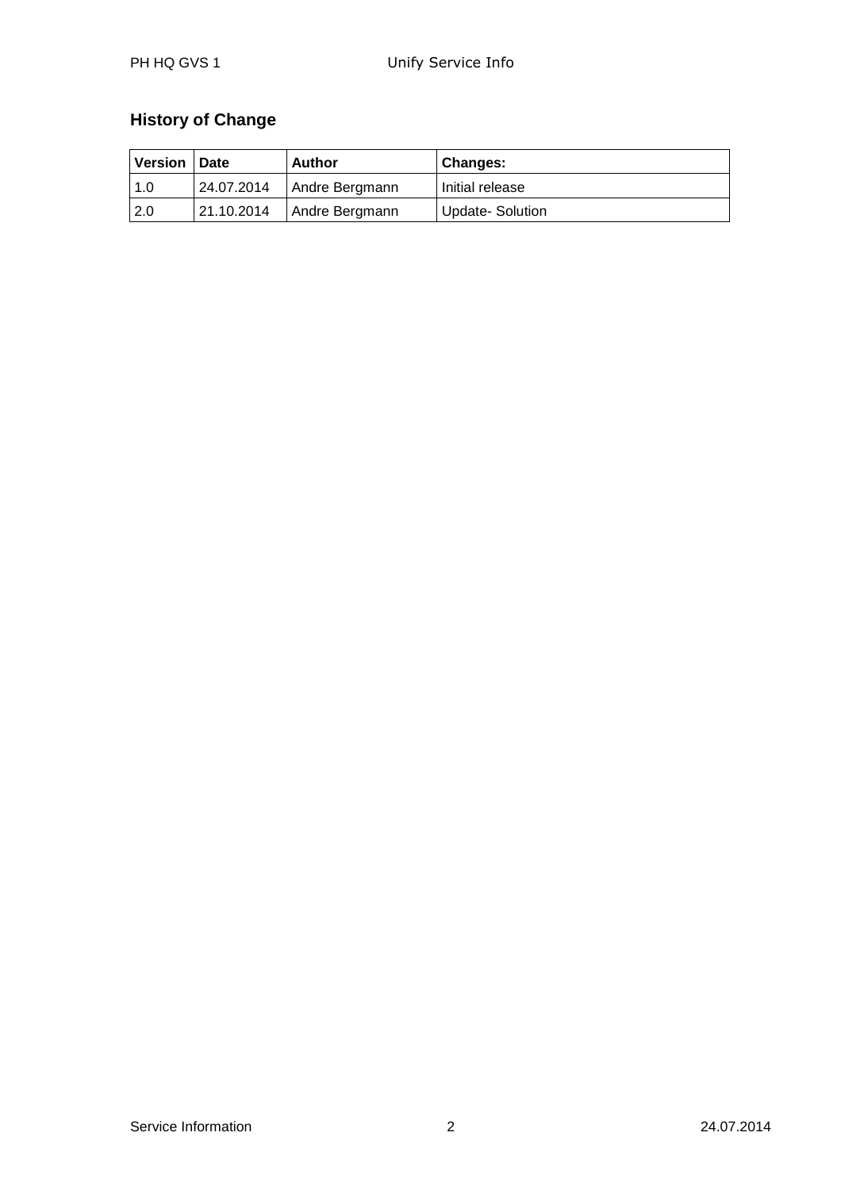## History of Change

| Version | Date | Author | Changes: |
|---|---|---|---|
| 1.0 | 24.07.2014 | Andre Bergmann | Initial release |
| 2.0 | 21.10.2014 | Andre Bergmann | Update- Solution |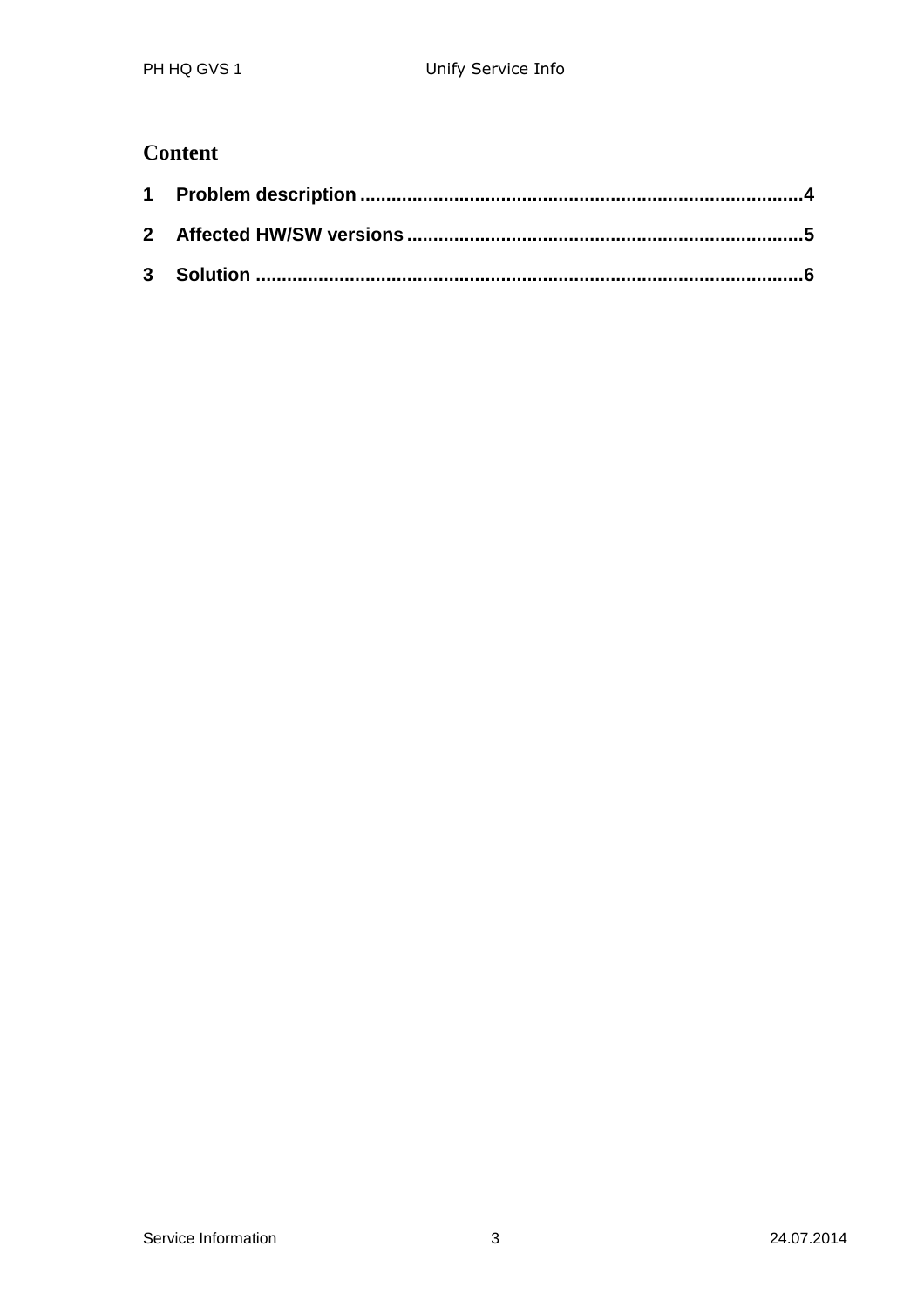# Content

1 Problem description ....................................................................................4

2 Affected HW/SW versions ...........................................................................5

3 Solution ........................................................................................................6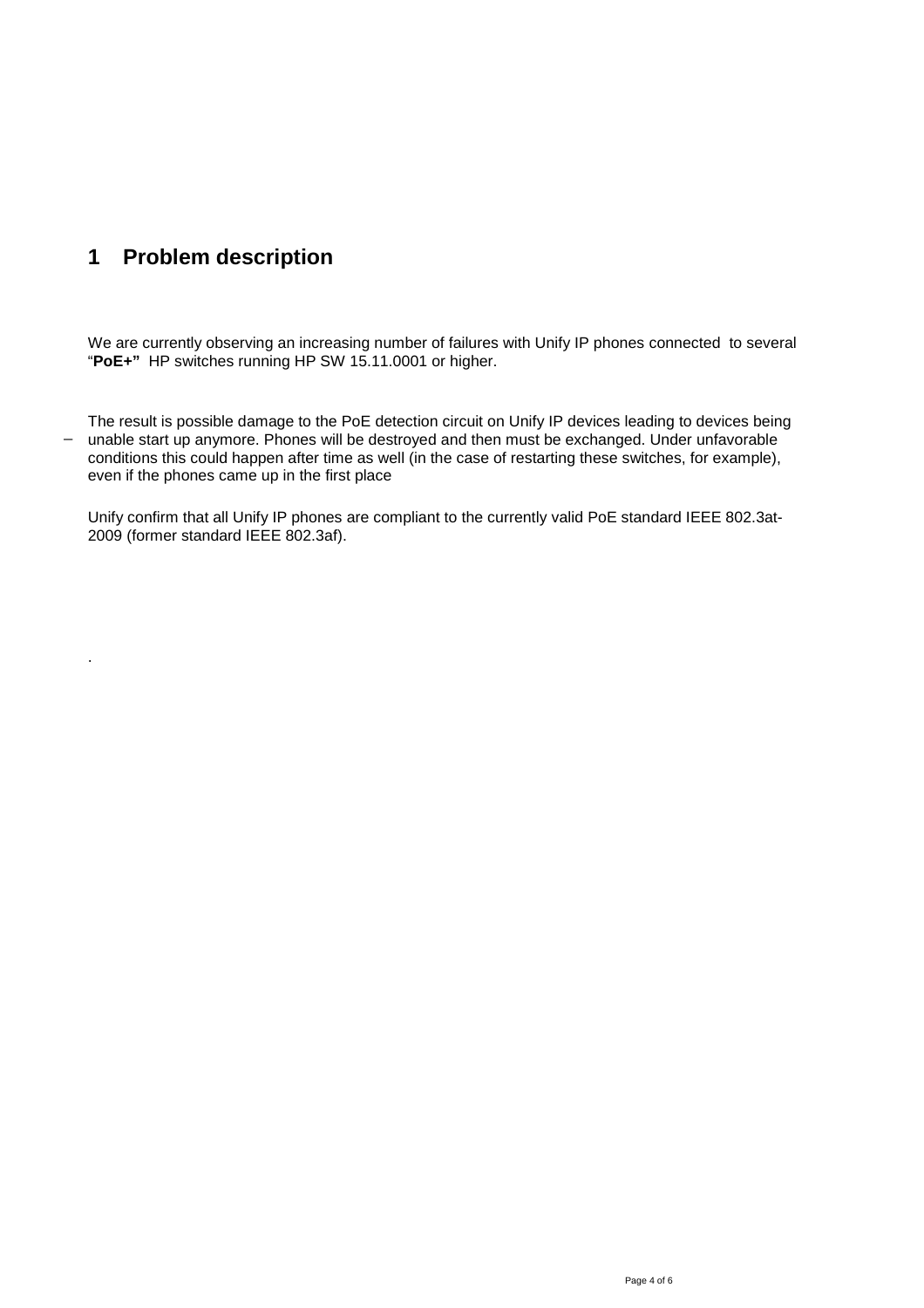# 1 Problem description

We are currently observing an increasing number of failures with Unify IP phones connected to several "**PoE+"** HP switches running HP SW 15.11.0001 or higher.

- The result is possible damage to the PoE detection circuit on Unify IP devices leading to devices being unable start up anymore. Phones will be destroyed and then must be exchanged. Under unfavorable conditions this could happen after time as well (in the case of restarting these switches, for example), even if the phones came up in the first place

Unify confirm that all Unify IP phones are compliant to the currently valid PoE standard IEEE 802.3at-2009 (former standard IEEE 802.3af).

.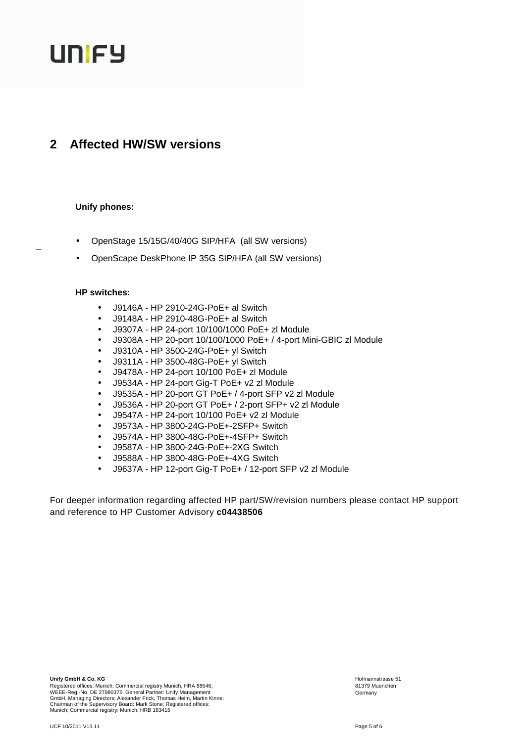## 2 Affected HW/SW versions

**Unify phones:**

- OpenStage 15/15G/40/40G SIP/HFA (all SW versions)
- OpenScape DeskPhone IP 35G SIP/HFA (all SW versions)

**HP switches:**

- J9146A - HP 2910-24G-PoE+ al Switch
- J9148A - HP 2910-48G-PoE+ al Switch
- J9307A - HP 24-port 10/100/1000 PoE+ zl Module
- J9308A - HP 20-port 10/100/1000 PoE+ / 4-port Mini-GBIC zl Module
- J9310A - HP 3500-24G-PoE+ yl Switch
- J9311A - HP 3500-48G-PoE+ yl Switch
- J9478A - HP 24-port 10/100 PoE+ zl Module
- J9534A - HP 24-port Gig-T PoE+ v2 zl Module
- J9535A - HP 20-port GT PoE+ / 4-port SFP v2 zl Module
- J9536A - HP 20-port GT PoE+ / 2-port SFP+ v2 zl Module
- J9547A - HP 24-port 10/100 PoE+ v2 zl Module
- J9573A - HP 3800-24G-PoE+-2SFP+ Switch
- J9574A - HP 3800-48G-PoE+-4SFP+ Switch
- J9587A - HP 3800-24G-PoE+-2XG Switch
- J9588A - HP 3800-48G-PoE+-4XG Switch
- J9637A - HP 12-port Gig-T PoE+ / 12-port SFP v2 zl Module

For deeper information regarding affected HP part/SW/revision numbers please contact HP support and reference to HP Customer Advisory **c04438506**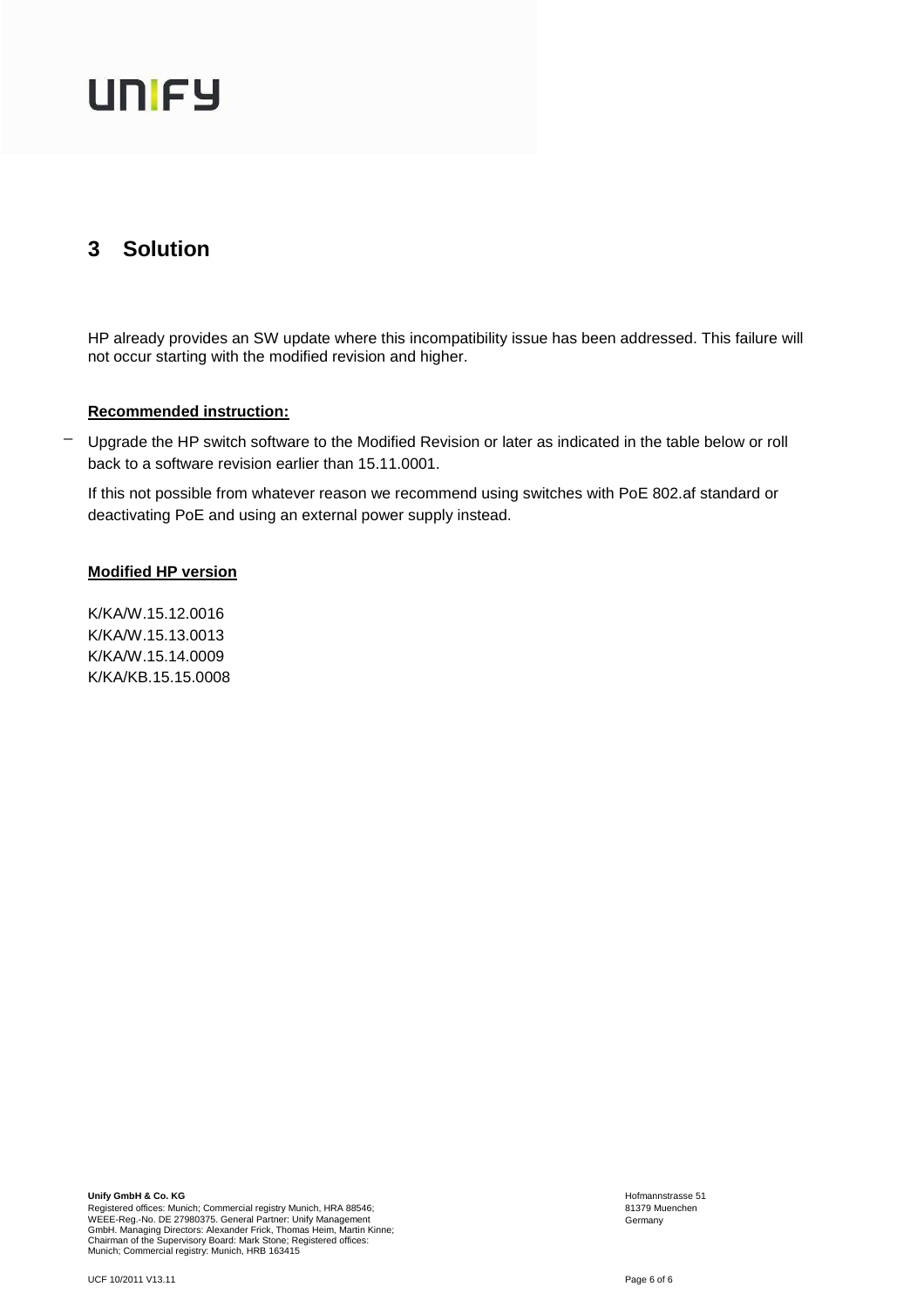# 3 Solution

HP already provides an SW update where this incompatibility issue has been addressed. This failure will not occur starting with the modified revision and higher.

**Recommended instruction:**

- Upgrade the HP switch software to the Modified Revision or later as indicated in the table below or roll back to a software revision earlier than 15.11.0001.

  If this not possible from whatever reason we recommend using switches with PoE 802.af standard or deactivating PoE and using an external power supply instead.

**Modified HP version**

K/KA/W.15.12.0016
K/KA/W.15.13.0013
K/KA/W.15.14.0009
K/KA/KB.15.15.0008